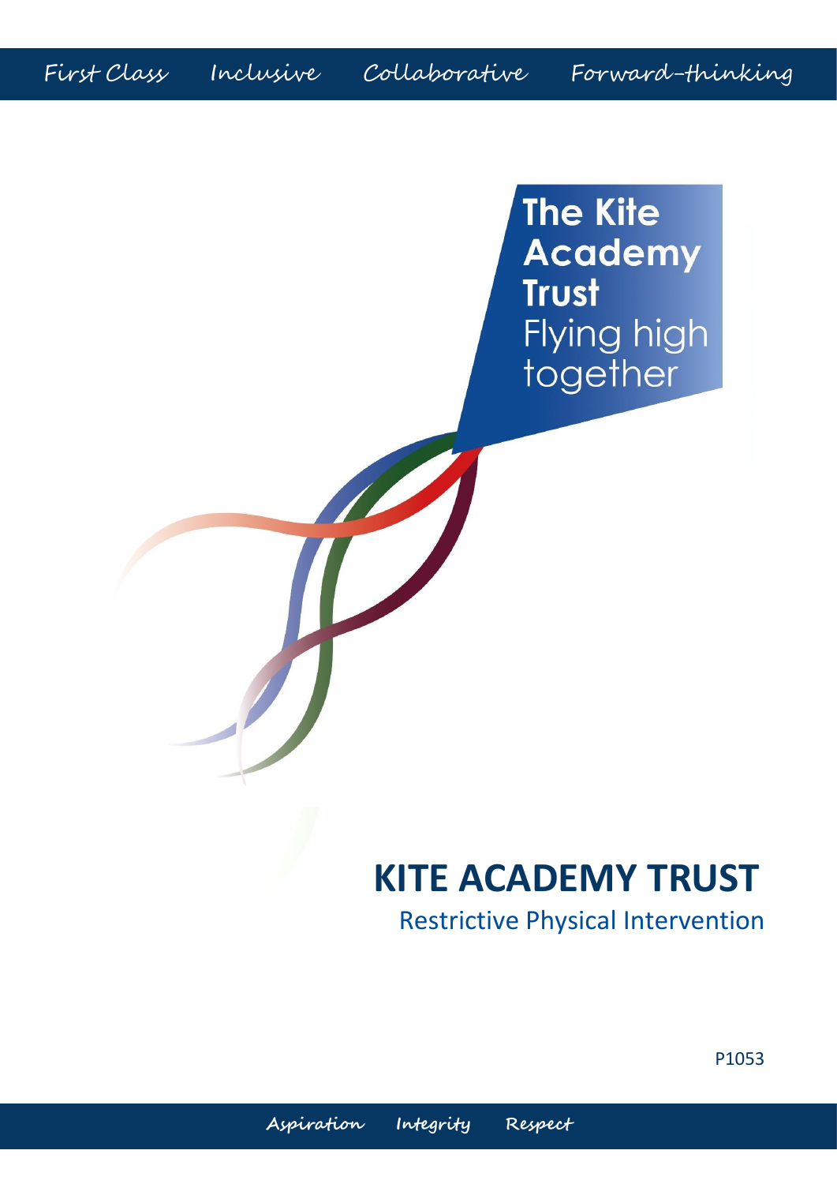First Class Inclusive Collaborative Forward-thinking

The Kite Academy Trust
Flying high together

# KITE ACADEMY TRUST

## Restrictive Physical Intervention

P1053

Aspiration Integrity Respect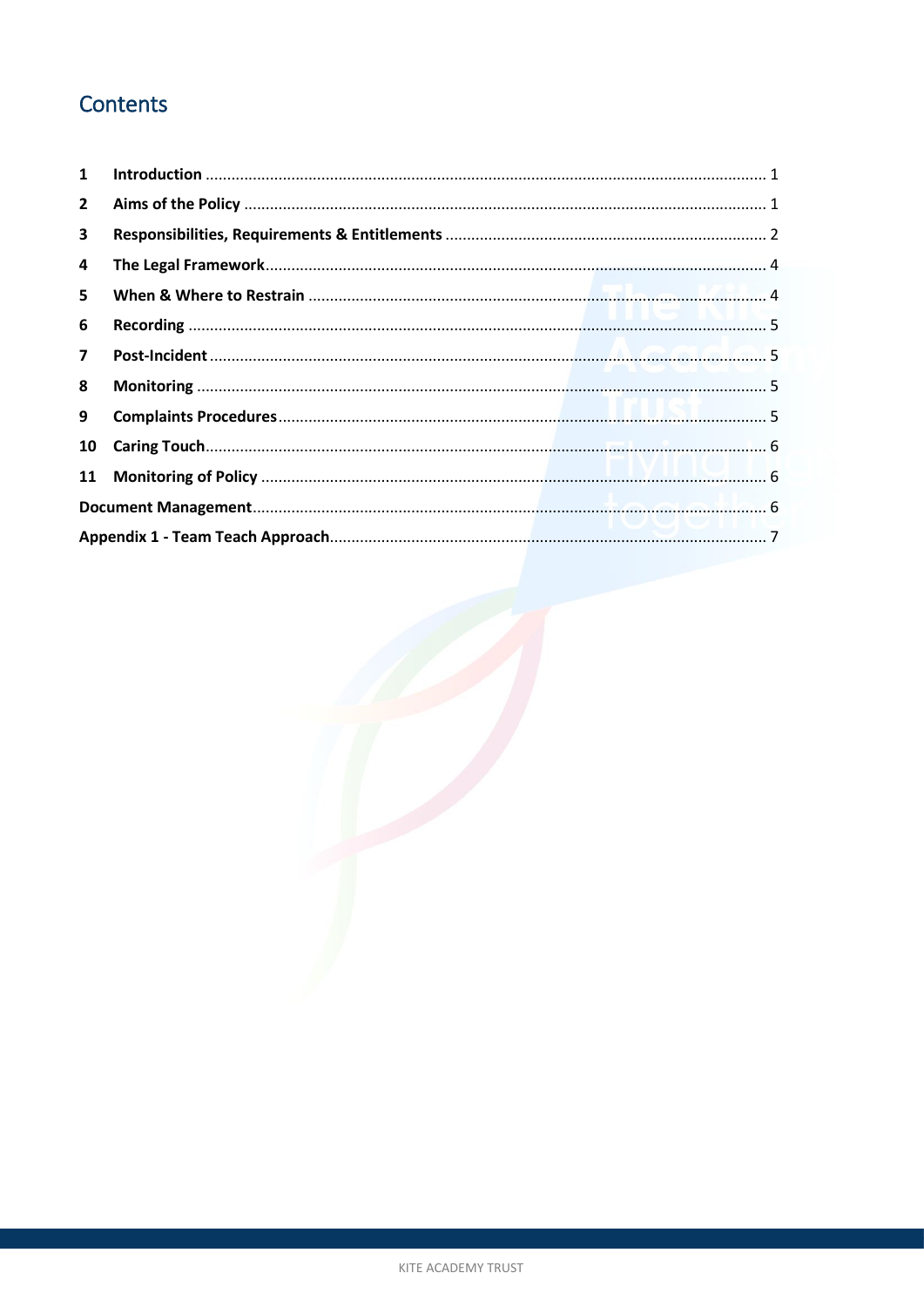## Contents

| | | |
|---|---|---|
| **1** | **Introduction** | 1 |
| **2** | **Aims of the Policy** | 1 |
| **3** | **Responsibilities, Requirements & Entitlements** | 2 |
| **4** | **The Legal Framework** | 4 |
| **5** | **When & Where to Restrain** | 4 |
| **6** | **Recording** | 5 |
| **7** | **Post-Incident** | 5 |
| **8** | **Monitoring** | 5 |
| **9** | **Complaints Procedures** | 5 |
| **10** | **Caring Touch** | 6 |
| **11** | **Monitoring of Policy** | 6 |
| **Document Management** | | 6 |
| **Appendix 1 - Team Teach Approach** | | 7 |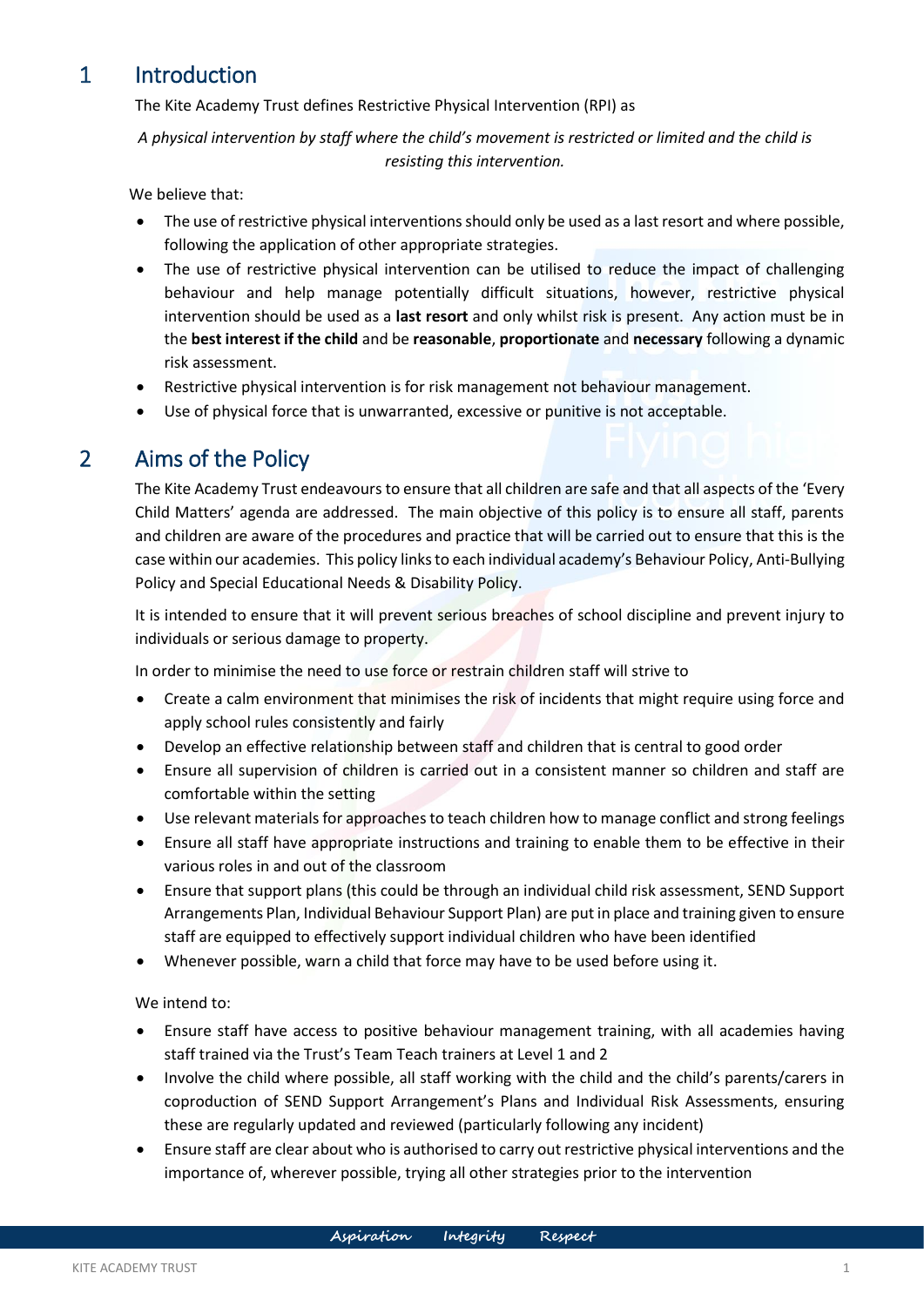# 1 Introduction

The Kite Academy Trust defines Restrictive Physical Intervention (RPI) as

*A physical intervention by staff where the child's movement is restricted or limited and the child is resisting this intervention.*

We believe that:

- The use of restrictive physical interventions should only be used as a last resort and where possible, following the application of other appropriate strategies.
- The use of restrictive physical intervention can be utilised to reduce the impact of challenging behaviour and help manage potentially difficult situations, however, restrictive physical intervention should be used as a **last resort** and only whilst risk is present. Any action must be in the **best interest if the child** and be **reasonable**, **proportionate** and **necessary** following a dynamic risk assessment.
- Restrictive physical intervention is for risk management not behaviour management.
- Use of physical force that is unwarranted, excessive or punitive is not acceptable.

# 2 Aims of the Policy

The Kite Academy Trust endeavours to ensure that all children are safe and that all aspects of the 'Every Child Matters' agenda are addressed. The main objective of this policy is to ensure all staff, parents and children are aware of the procedures and practice that will be carried out to ensure that this is the case within our academies. This policy links to each individual academy's Behaviour Policy, Anti-Bullying Policy and Special Educational Needs & Disability Policy.

It is intended to ensure that it will prevent serious breaches of school discipline and prevent injury to individuals or serious damage to property.

In order to minimise the need to use force or restrain children staff will strive to

- Create a calm environment that minimises the risk of incidents that might require using force and apply school rules consistently and fairly
- Develop an effective relationship between staff and children that is central to good order
- Ensure all supervision of children is carried out in a consistent manner so children and staff are comfortable within the setting
- Use relevant materials for approaches to teach children how to manage conflict and strong feelings
- Ensure all staff have appropriate instructions and training to enable them to be effective in their various roles in and out of the classroom
- Ensure that support plans (this could be through an individual child risk assessment, SEND Support Arrangements Plan, Individual Behaviour Support Plan) are put in place and training given to ensure staff are equipped to effectively support individual children who have been identified
- Whenever possible, warn a child that force may have to be used before using it.

We intend to:

- Ensure staff have access to positive behaviour management training, with all academies having staff trained via the Trust's Team Teach trainers at Level 1 and 2
- Involve the child where possible, all staff working with the child and the child's parents/carers in coproduction of SEND Support Arrangement's Plans and Individual Risk Assessments, ensuring these are regularly updated and reviewed (particularly following any incident)
- Ensure staff are clear about who is authorised to carry out restrictive physical interventions and the importance of, wherever possible, trying all other strategies prior to the intervention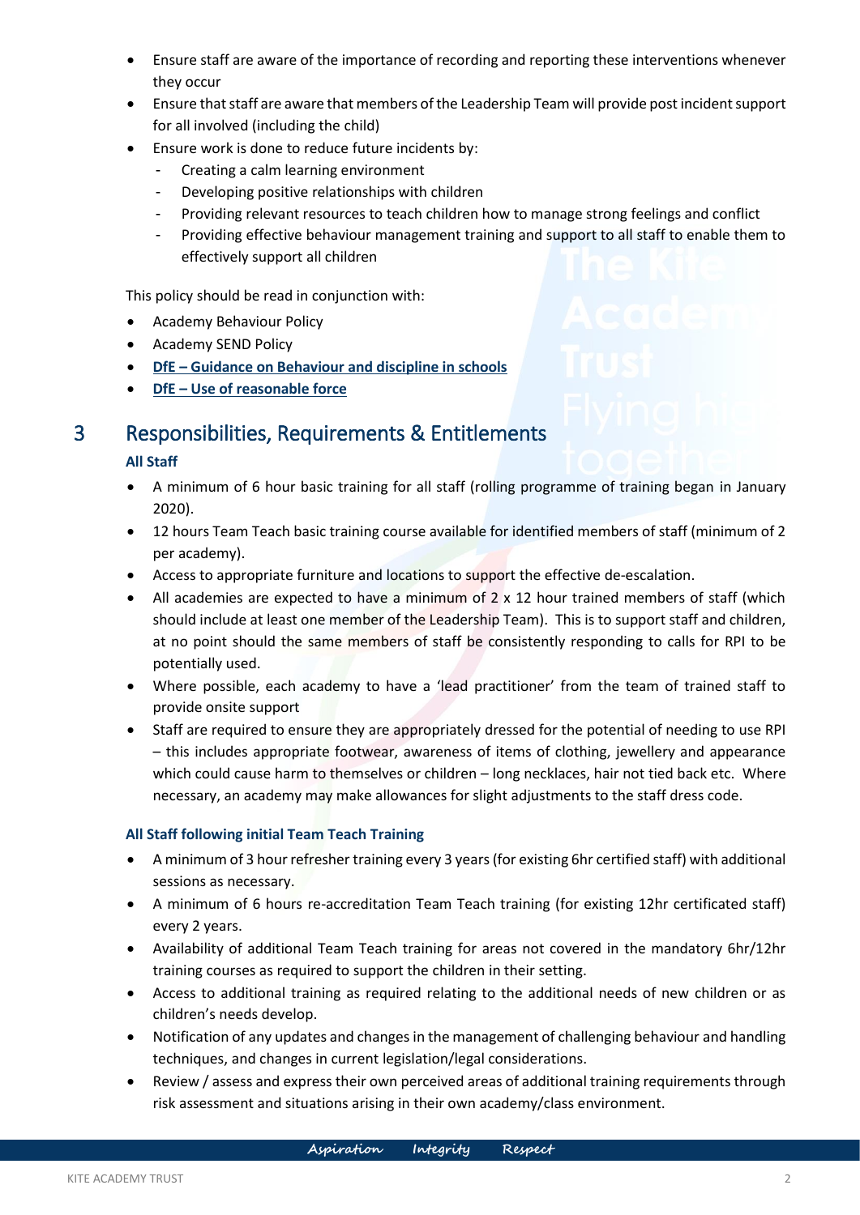- Ensure staff are aware of the importance of recording and reporting these interventions whenever they occur
- Ensure that staff are aware that members of the Leadership Team will provide post incident support for all involved (including the child)
- Ensure work is done to reduce future incidents by:
  - Creating a calm learning environment
  - Developing positive relationships with children
  - Providing relevant resources to teach children how to manage strong feelings and conflict
  - Providing effective behaviour management training and support to all staff to enable them to effectively support all children

This policy should be read in conjunction with:

- Academy Behaviour Policy
- Academy SEND Policy
- **DfE – Guidance on Behaviour and discipline in schools**
- **DfE – Use of reasonable force**

## 3 Responsibilities, Requirements & Entitlements

### All Staff

- A minimum of 6 hour basic training for all staff (rolling programme of training began in January 2020).
- 12 hours Team Teach basic training course available for identified members of staff (minimum of 2 per academy).
- Access to appropriate furniture and locations to support the effective de-escalation.
- All academies are expected to have a minimum of 2 x 12 hour trained members of staff (which should include at least one member of the Leadership Team). This is to support staff and children, at no point should the same members of staff be consistently responding to calls for RPI to be potentially used.
- Where possible, each academy to have a 'lead practitioner' from the team of trained staff to provide onsite support
- Staff are required to ensure they are appropriately dressed for the potential of needing to use RPI – this includes appropriate footwear, awareness of items of clothing, jewellery and appearance which could cause harm to themselves or children – long necklaces, hair not tied back etc. Where necessary, an academy may make allowances for slight adjustments to the staff dress code.

### All Staff following initial Team Teach Training

- A minimum of 3 hour refresher training every 3 years (for existing 6hr certified staff) with additional sessions as necessary.
- A minimum of 6 hours re-accreditation Team Teach training (for existing 12hr certificated staff) every 2 years.
- Availability of additional Team Teach training for areas not covered in the mandatory 6hr/12hr training courses as required to support the children in their setting.
- Access to additional training as required relating to the additional needs of new children or as children's needs develop.
- Notification of any updates and changes in the management of challenging behaviour and handling techniques, and changes in current legislation/legal considerations.
- Review / assess and express their own perceived areas of additional training requirements through risk assessment and situations arising in their own academy/class environment.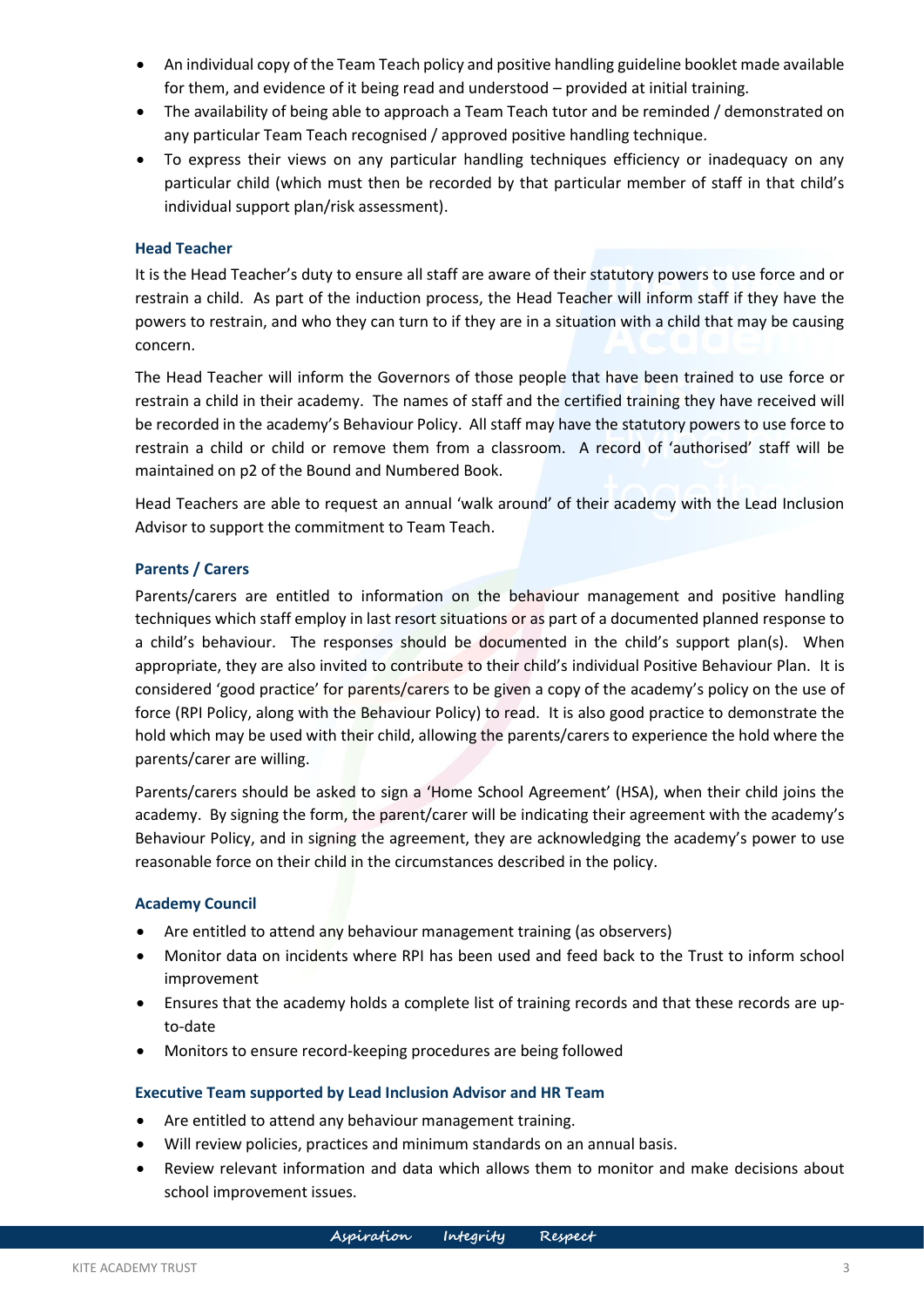- An individual copy of the Team Teach policy and positive handling guideline booklet made available for them, and evidence of it being read and understood – provided at initial training.
- The availability of being able to approach a Team Teach tutor and be reminded / demonstrated on any particular Team Teach recognised / approved positive handling technique.
- To express their views on any particular handling techniques efficiency or inadequacy on any particular child (which must then be recorded by that particular member of staff in that child's individual support plan/risk assessment).

### Head Teacher

It is the Head Teacher's duty to ensure all staff are aware of their statutory powers to use force and or restrain a child. As part of the induction process, the Head Teacher will inform staff if they have the powers to restrain, and who they can turn to if they are in a situation with a child that may be causing concern.

The Head Teacher will inform the Governors of those people that have been trained to use force or restrain a child in their academy. The names of staff and the certified training they have received will be recorded in the academy's Behaviour Policy. All staff may have the statutory powers to use force to restrain a child or child or remove them from a classroom. A record of 'authorised' staff will be maintained on p2 of the Bound and Numbered Book.

Head Teachers are able to request an annual 'walk around' of their academy with the Lead Inclusion Advisor to support the commitment to Team Teach.

### Parents / Carers

Parents/carers are entitled to information on the behaviour management and positive handling techniques which staff employ in last resort situations or as part of a documented planned response to a child's behaviour. The responses should be documented in the child's support plan(s). When appropriate, they are also invited to contribute to their child's individual Positive Behaviour Plan. It is considered 'good practice' for parents/carers to be given a copy of the academy's policy on the use of force (RPI Policy, along with the Behaviour Policy) to read. It is also good practice to demonstrate the hold which may be used with their child, allowing the parents/carers to experience the hold where the parents/carer are willing.

Parents/carers should be asked to sign a 'Home School Agreement' (HSA), when their child joins the academy. By signing the form, the parent/carer will be indicating their agreement with the academy's Behaviour Policy, and in signing the agreement, they are acknowledging the academy's power to use reasonable force on their child in the circumstances described in the policy.

### Academy Council

- Are entitled to attend any behaviour management training (as observers)
- Monitor data on incidents where RPI has been used and feed back to the Trust to inform school improvement
- Ensures that the academy holds a complete list of training records and that these records are up-to-date
- Monitors to ensure record-keeping procedures are being followed

### Executive Team supported by Lead Inclusion Advisor and HR Team

- Are entitled to attend any behaviour management training.
- Will review policies, practices and minimum standards on an annual basis.
- Review relevant information and data which allows them to monitor and make decisions about school improvement issues.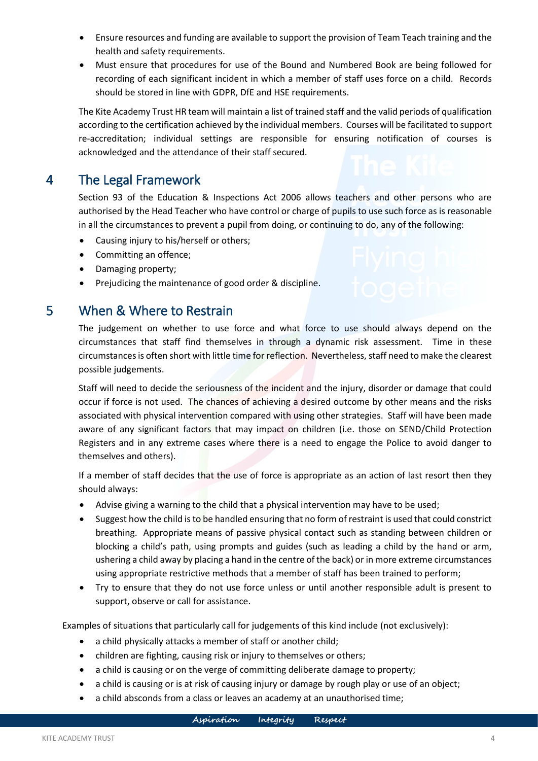- Ensure resources and funding are available to support the provision of Team Teach training and the health and safety requirements.
- Must ensure that procedures for use of the Bound and Numbered Book are being followed for recording of each significant incident in which a member of staff uses force on a child. Records should be stored in line with GDPR, DfE and HSE requirements.

The Kite Academy Trust HR team will maintain a list of trained staff and the valid periods of qualification according to the certification achieved by the individual members. Courses will be facilitated to support re-accreditation; individual settings are responsible for ensuring notification of courses is acknowledged and the attendance of their staff secured.

## 4 The Legal Framework

Section 93 of the Education & Inspections Act 2006 allows teachers and other persons who are authorised by the Head Teacher who have control or charge of pupils to use such force as is reasonable in all the circumstances to prevent a pupil from doing, or continuing to do, any of the following:

- Causing injury to his/herself or others;
- Committing an offence;
- Damaging property;
- Prejudicing the maintenance of good order & discipline.

## 5 When & Where to Restrain

The judgement on whether to use force and what force to use should always depend on the circumstances that staff find themselves in through a dynamic risk assessment. Time in these circumstances is often short with little time for reflection. Nevertheless, staff need to make the clearest possible judgements.

Staff will need to decide the seriousness of the incident and the injury, disorder or damage that could occur if force is not used. The chances of achieving a desired outcome by other means and the risks associated with physical intervention compared with using other strategies. Staff will have been made aware of any significant factors that may impact on children (i.e. those on SEND/Child Protection Registers and in any extreme cases where there is a need to engage the Police to avoid danger to themselves and others).

If a member of staff decides that the use of force is appropriate as an action of last resort then they should always:

- Advise giving a warning to the child that a physical intervention may have to be used;
- Suggest how the child is to be handled ensuring that no form of restraint is used that could constrict breathing. Appropriate means of passive physical contact such as standing between children or blocking a child's path, using prompts and guides (such as leading a child by the hand or arm, ushering a child away by placing a hand in the centre of the back) or in more extreme circumstances using appropriate restrictive methods that a member of staff has been trained to perform;
- Try to ensure that they do not use force unless or until another responsible adult is present to support, observe or call for assistance.

Examples of situations that particularly call for judgements of this kind include (not exclusively):

- a child physically attacks a member of staff or another child;
- children are fighting, causing risk or injury to themselves or others;
- a child is causing or on the verge of committing deliberate damage to property;
- a child is causing or is at risk of causing injury or damage by rough play or use of an object;
- a child absconds from a class or leaves an academy at an unauthorised time;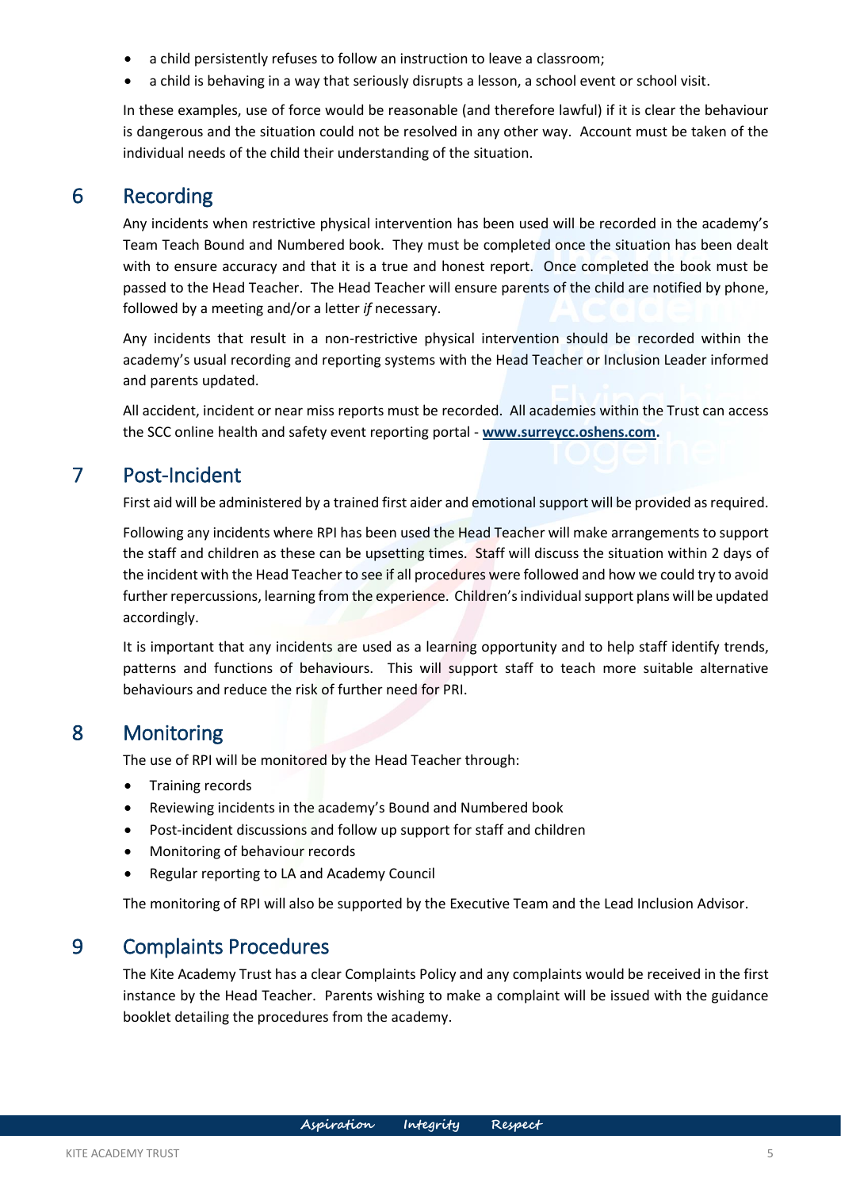- a child persistently refuses to follow an instruction to leave a classroom;
- a child is behaving in a way that seriously disrupts a lesson, a school event or school visit.

In these examples, use of force would be reasonable (and therefore lawful) if it is clear the behaviour is dangerous and the situation could not be resolved in any other way. Account must be taken of the individual needs of the child their understanding of the situation.

## 6 Recording

Any incidents when restrictive physical intervention has been used will be recorded in the academy's Team Teach Bound and Numbered book. They must be completed once the situation has been dealt with to ensure accuracy and that it is a true and honest report. Once completed the book must be passed to the Head Teacher. The Head Teacher will ensure parents of the child are notified by phone, followed by a meeting and/or a letter *if* necessary.

Any incidents that result in a non-restrictive physical intervention should be recorded within the academy's usual recording and reporting systems with the Head Teacher or Inclusion Leader informed and parents updated.

All accident, incident or near miss reports must be recorded. All academies within the Trust can access the SCC online health and safety event reporting portal - **www.surreycc.oshens.com.**

## 7 Post-Incident

First aid will be administered by a trained first aider and emotional support will be provided as required.

Following any incidents where RPI has been used the Head Teacher will make arrangements to support the staff and children as these can be upsetting times. Staff will discuss the situation within 2 days of the incident with the Head Teacher to see if all procedures were followed and how we could try to avoid further repercussions, learning from the experience. Children's individual support plans will be updated accordingly.

It is important that any incidents are used as a learning opportunity and to help staff identify trends, patterns and functions of behaviours. This will support staff to teach more suitable alternative behaviours and reduce the risk of further need for PRI.

## 8 Monitoring

The use of RPI will be monitored by the Head Teacher through:

- Training records
- Reviewing incidents in the academy's Bound and Numbered book
- Post-incident discussions and follow up support for staff and children
- Monitoring of behaviour records
- Regular reporting to LA and Academy Council

The monitoring of RPI will also be supported by the Executive Team and the Lead Inclusion Advisor.

## 9 Complaints Procedures

The Kite Academy Trust has a clear Complaints Policy and any complaints would be received in the first instance by the Head Teacher. Parents wishing to make a complaint will be issued with the guidance booklet detailing the procedures from the academy.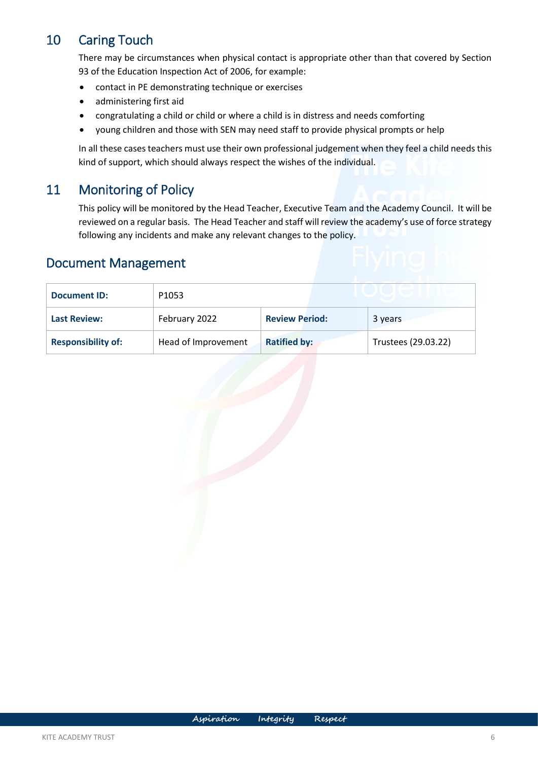## 10 Caring Touch

There may be circumstances when physical contact is appropriate other than that covered by Section 93 of the Education Inspection Act of 2006, for example:

- contact in PE demonstrating technique or exercises
- administering first aid
- congratulating a child or child or where a child is in distress and needs comforting
- young children and those with SEN may need staff to provide physical prompts or help

In all these cases teachers must use their own professional judgement when they feel a child needs this kind of support, which should always respect the wishes of the individual.

## 11 Monitoring of Policy

This policy will be monitored by the Head Teacher, Executive Team and the Academy Council. It will be reviewed on a regular basis. The Head Teacher and staff will review the academy's use of force strategy following any incidents and make any relevant changes to the policy.

## Document Management

| **Document ID:** | P1053 | | |
|---|---|---|---|
| **Last Review:** | February 2022 | **Review Period:** | 3 years |
| **Responsibility of:** | Head of Improvement | **Ratified by:** | Trustees (29.03.22) |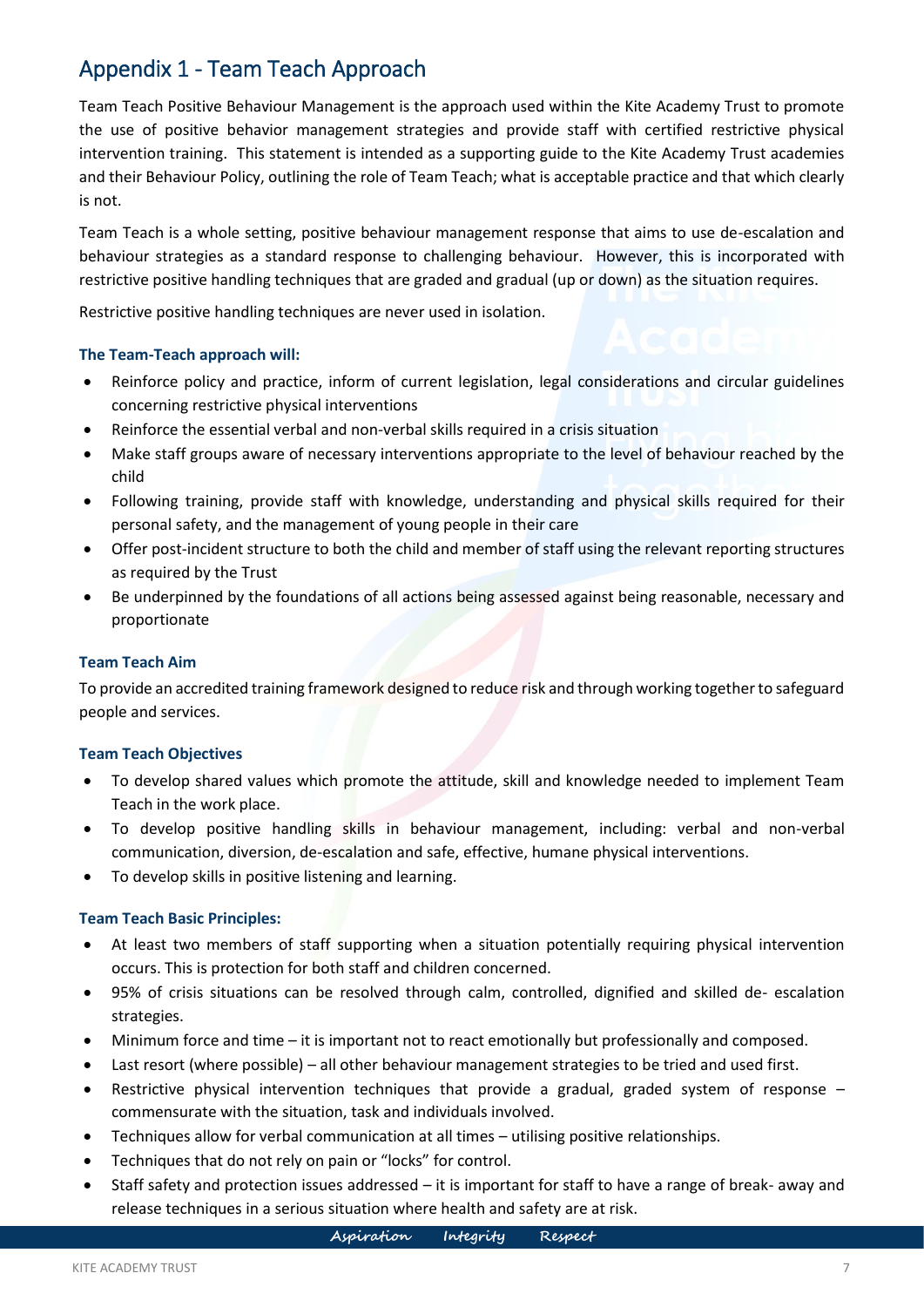# Appendix 1 - Team Teach Approach

Team Teach Positive Behaviour Management is the approach used within the Kite Academy Trust to promote the use of positive behavior management strategies and provide staff with certified restrictive physical intervention training. This statement is intended as a supporting guide to the Kite Academy Trust academies and their Behaviour Policy, outlining the role of Team Teach; what is acceptable practice and that which clearly is not.

Team Teach is a whole setting, positive behaviour management response that aims to use de-escalation and behaviour strategies as a standard response to challenging behaviour. However, this is incorporated with restrictive positive handling techniques that are graded and gradual (up or down) as the situation requires.

Restrictive positive handling techniques are never used in isolation.

### The Team-Teach approach will:

- Reinforce policy and practice, inform of current legislation, legal considerations and circular guidelines concerning restrictive physical interventions
- Reinforce the essential verbal and non-verbal skills required in a crisis situation
- Make staff groups aware of necessary interventions appropriate to the level of behaviour reached by the child
- Following training, provide staff with knowledge, understanding and physical skills required for their personal safety, and the management of young people in their care
- Offer post-incident structure to both the child and member of staff using the relevant reporting structures as required by the Trust
- Be underpinned by the foundations of all actions being assessed against being reasonable, necessary and proportionate

### Team Teach Aim

To provide an accredited training framework designed to reduce risk and through working together to safeguard people and services.

### Team Teach Objectives

- To develop shared values which promote the attitude, skill and knowledge needed to implement Team Teach in the work place.
- To develop positive handling skills in behaviour management, including: verbal and non-verbal communication, diversion, de-escalation and safe, effective, humane physical interventions.
- To develop skills in positive listening and learning.

### Team Teach Basic Principles:

- At least two members of staff supporting when a situation potentially requiring physical intervention occurs. This is protection for both staff and children concerned.
- 95% of crisis situations can be resolved through calm, controlled, dignified and skilled de- escalation strategies.
- Minimum force and time – it is important not to react emotionally but professionally and composed.
- Last resort (where possible) – all other behaviour management strategies to be tried and used first.
- Restrictive physical intervention techniques that provide a gradual, graded system of response – commensurate with the situation, task and individuals involved.
- Techniques allow for verbal communication at all times – utilising positive relationships.
- Techniques that do not rely on pain or "locks" for control.
- Staff safety and protection issues addressed – it is important for staff to have a range of break- away and release techniques in a serious situation where health and safety are at risk.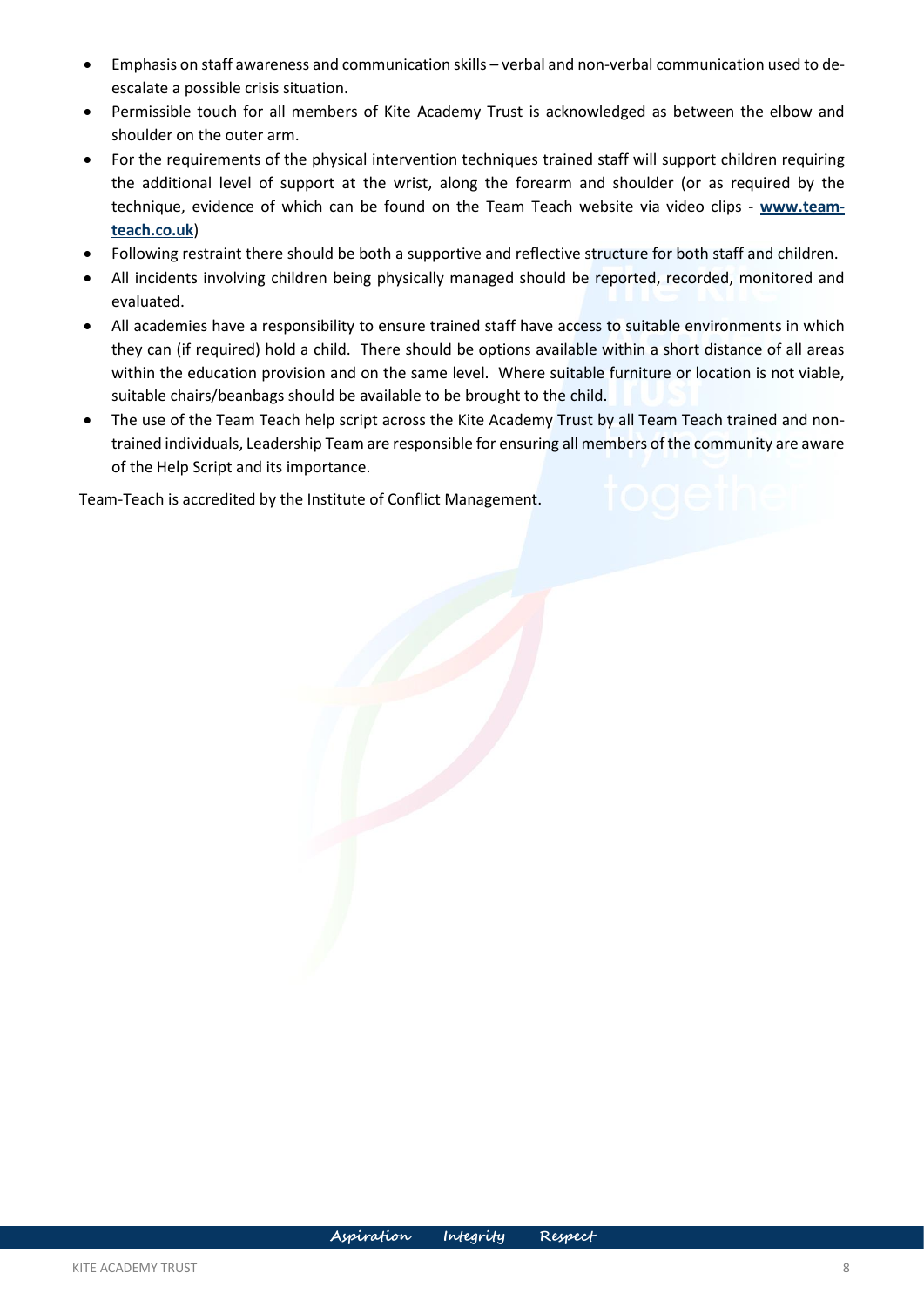- Emphasis on staff awareness and communication skills – verbal and non-verbal communication used to de-escalate a possible crisis situation.
- Permissible touch for all members of Kite Academy Trust is acknowledged as between the elbow and shoulder on the outer arm.
- For the requirements of the physical intervention techniques trained staff will support children requiring the additional level of support at the wrist, along the forearm and shoulder (or as required by the technique, evidence of which can be found on the Team Teach website via video clips - **www.team-teach.co.uk**)
- Following restraint there should be both a supportive and reflective structure for both staff and children.
- All incidents involving children being physically managed should be reported, recorded, monitored and evaluated.
- All academies have a responsibility to ensure trained staff have access to suitable environments in which they can (if required) hold a child. There should be options available within a short distance of all areas within the education provision and on the same level. Where suitable furniture or location is not viable, suitable chairs/beanbags should be available to be brought to the child.
- The use of the Team Teach help script across the Kite Academy Trust by all Team Teach trained and non-trained individuals, Leadership Team are responsible for ensuring all members of the community are aware of the Help Script and its importance.

Team-Teach is accredited by the Institute of Conflict Management.